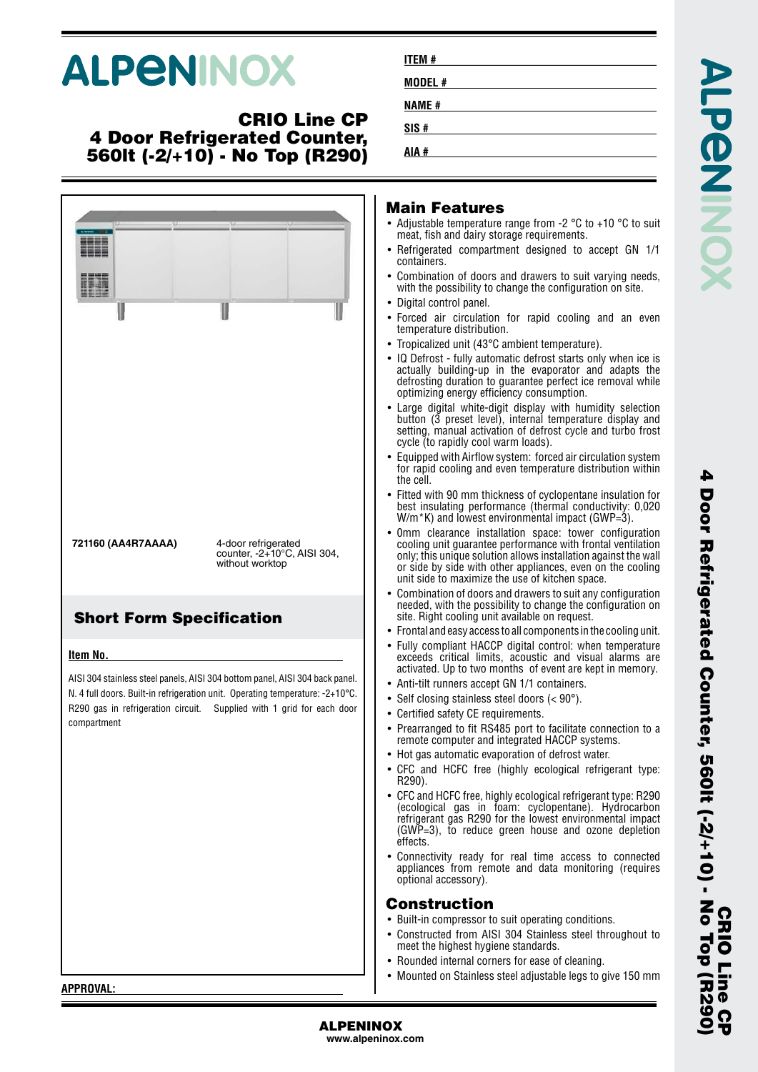# ALPENINOX

## CRIO Line CP
## 4 Door Refrigerated Counter, 560lt (-2/+10) - No Top (R290)

**ITEM #**

**MODEL #**

**NAME #**

**SIS #**

**AIA #**

| | |
|---|---|
| **721160 (AA4R7AAAA)** | 4-door refrigerated counter, -2+10°C, AISI 304, without worktop |

## Short Form Specification

**Item No.**

AISI 304 stainless steel panels, AISI 304 bottom panel, AISI 304 back panel. N. 4 full doors. Built-in refrigeration unit. Operating temperature: -2+10°C. R290 gas in refrigeration circuit. Supplied with 1 grid for each door compartment

**APPROVAL:**

## Main Features

- Adjustable temperature range from -2 °C to +10 °C to suit meat, fish and dairy storage requirements.
- Refrigerated compartment designed to accept GN 1/1 containers.
- Combination of doors and drawers to suit varying needs, with the possibility to change the configuration on site.
- Digital control panel.
- Forced air circulation for rapid cooling and an even temperature distribution.
- Tropicalized unit (43°C ambient temperature).
- IQ Defrost - fully automatic defrost starts only when ice is actually building-up in the evaporator and adapts the defrosting duration to guarantee perfect ice removal while optimizing energy efficiency consumption.
- Large digital white-digit display with humidity selection button (3 preset level), internal temperature display and setting, manual activation of defrost cycle and turbo frost cycle (to rapidly cool warm loads).
- Equipped with Airflow system: forced air circulation system for rapid cooling and even temperature distribution within the cell.
- Fitted with 90 mm thickness of cyclopentane insulation for best insulating performance (thermal conductivity: 0,020 W/m*K) and lowest environmental impact (GWP=3).
- 0mm clearance installation space: tower configuration cooling unit guarantee performance with frontal ventilation only; this unique solution allows installation against the wall or side by side with other appliances, even on the cooling unit side to maximize the use of kitchen space.
- Combination of doors and drawers to suit any configuration needed, with the possibility to change the configuration on site. Right cooling unit available on request.
- Frontal and easy access to all components in the cooling unit.
- Fully compliant HACCP digital control: when temperature exceeds critical limits, acoustic and visual alarms are activated. Up to two months of event are kept in memory.
- Anti-tilt runners accept GN 1/1 containers.
- Self closing stainless steel doors (< 90°).
- Certified safety CE requirements.
- Prearranged to fit RS485 port to facilitate connection to a remote computer and integrated HACCP systems.
- Hot gas automatic evaporation of defrost water.
- CFC and HCFC free (highly ecological refrigerant type: R290).
- CFC and HCFC free, highly ecological refrigerant type: R290 (ecological gas in foam: cyclopentane). Hydrocarbon refrigerant gas R290 for the lowest environmental impact (GWP=3), to reduce green house and ozone depletion effects.
- Connectivity ready for real time access to connected appliances from remote and data monitoring (requires optional accessory).

## Construction

- Built-in compressor to suit operating conditions.
- Constructed from AISI 304 Stainless steel throughout to meet the highest hygiene standards.
- Rounded internal corners for ease of cleaning.
- Mounted on Stainless steel adjustable legs to give 150 mm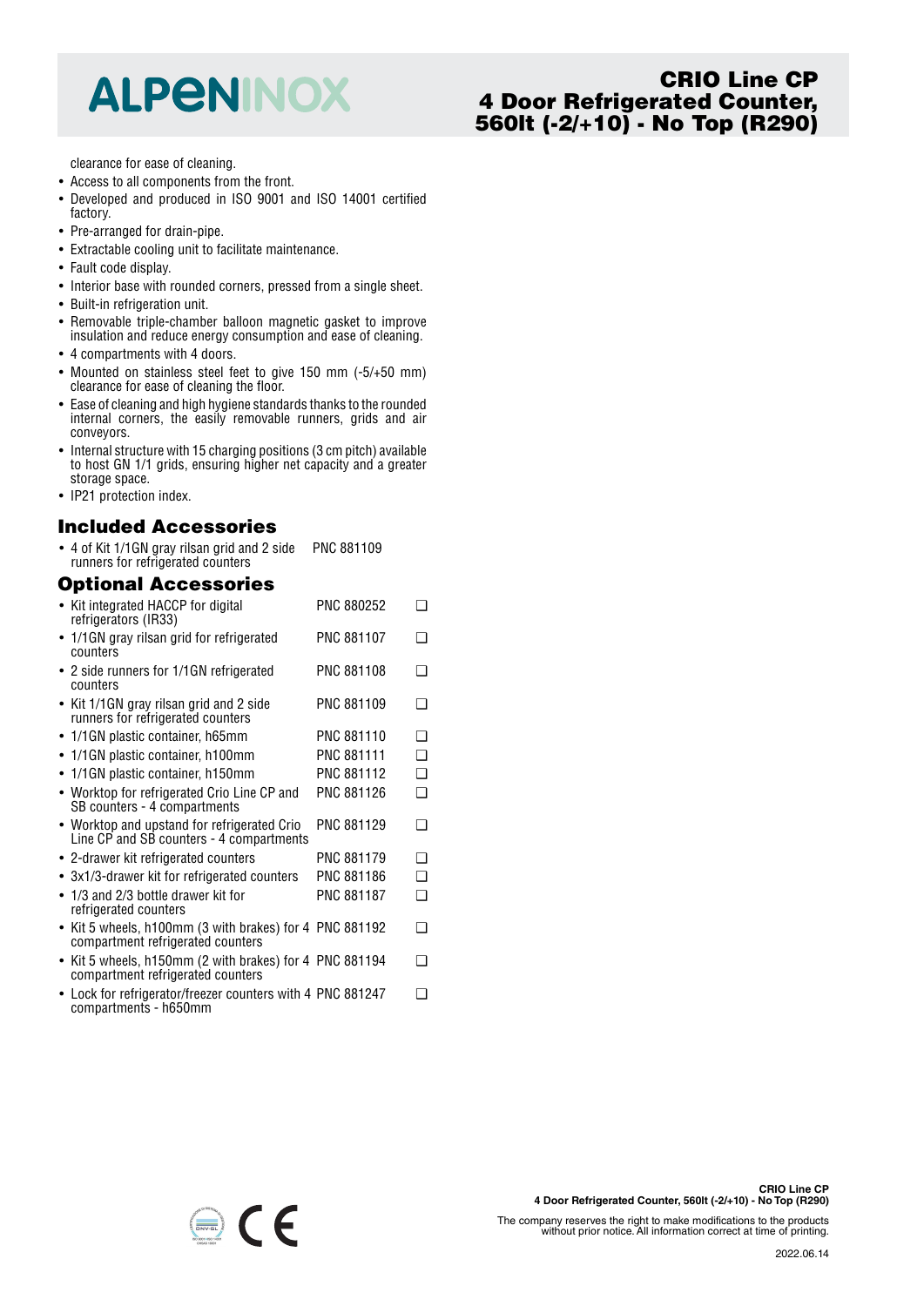clearance for ease of cleaning.

- Access to all components from the front.
- Developed and produced in ISO 9001 and ISO 14001 certified factory.
- Pre-arranged for drain-pipe.
- Extractable cooling unit to facilitate maintenance.
- Fault code display.
- Interior base with rounded corners, pressed from a single sheet.
- Built-in refrigeration unit.
- Removable triple-chamber balloon magnetic gasket to improve insulation and reduce energy consumption and ease of cleaning.
- 4 compartments with 4 doors.
- Mounted on stainless steel feet to give 150 mm (-5/+50 mm) clearance for ease of cleaning the floor.
- Ease of cleaning and high hygiene standards thanks to the rounded internal corners, the easily removable runners, grids and air conveyors.
- Internal structure with 15 charging positions (3 cm pitch) available to host GN 1/1 grids, ensuring higher net capacity and a greater storage space.
- IP21 protection index.

## Included Accessories

- 4 of Kit 1/1GN gray rilsan grid and 2 side runners for refrigerated counters — PNC 881109

## Optional Accessories

- Kit integrated HACCP for digital refrigerators (IR33) — PNC 880252 ❑
- 1/1GN gray rilsan grid for refrigerated counters — PNC 881107 ❑
- 2 side runners for 1/1GN refrigerated counters — PNC 881108 ❑
- Kit 1/1GN gray rilsan grid and 2 side runners for refrigerated counters — PNC 881109 ❑
- 1/1GN plastic container, h65mm — PNC 881110 ❑
- 1/1GN plastic container, h100mm — PNC 881111 ❑
- 1/1GN plastic container, h150mm — PNC 881112 ❑
- Worktop for refrigerated Crio Line CP and SB counters - 4 compartments — PNC 881126 ❑
- Worktop and upstand for refrigerated Crio Line CP and SB counters - 4 compartments — PNC 881129 ❑
- 2-drawer kit refrigerated counters — PNC 881179 ❑
- 3x1/3-drawer kit for refrigerated counters — PNC 881186 ❑
- 1/3 and 2/3 bottle drawer kit for refrigerated counters — PNC 881187 ❑
- Kit 5 wheels, h100mm (3 with brakes) for 4 compartment refrigerated counters — PNC 881192 ❑
- Kit 5 wheels, h150mm (2 with brakes) for 4 compartment refrigerated counters — PNC 881194 ❑
- Lock for refrigerator/freezer counters with 4 compartments - h650mm — PNC 881247 ❑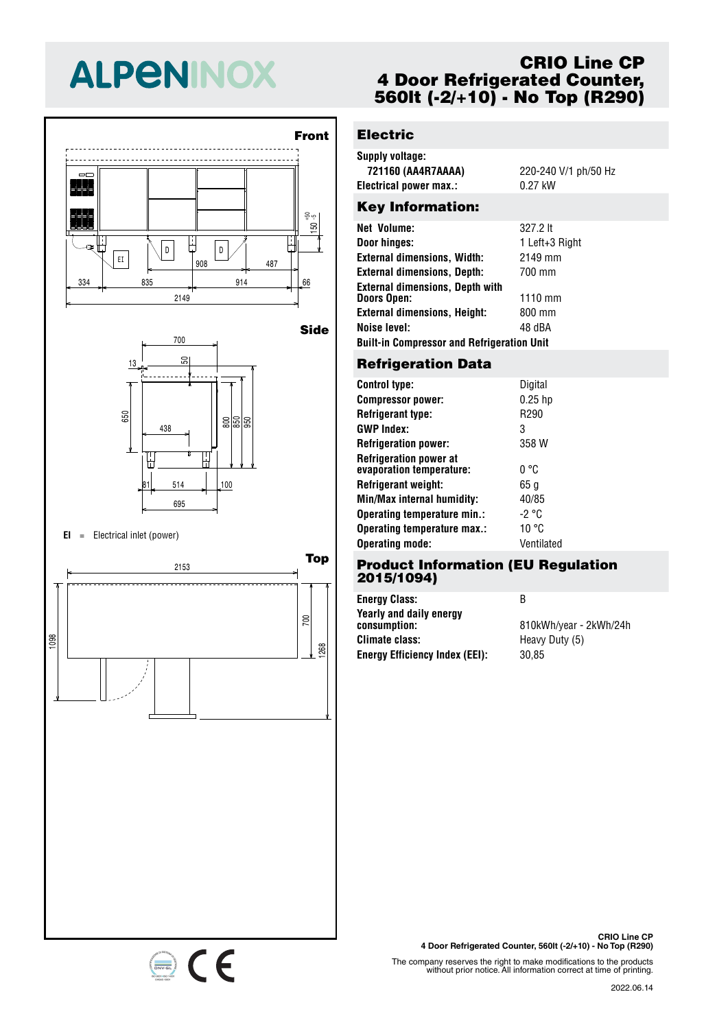# ALPENINOX

## CRIO Line CP
## 4 Door Refrigerated Counter, 560lt (-2/+10) - No Top (R290)

Front

Side

**EI** = Electrical inlet (power)

Top

## Electric

| | |
|---|---|
| **Supply voltage:** | |
| **721160 (AA4R7AAAA)** | 220-240 V/1 ph/50 Hz |
| **Electrical power max.:** | 0.27 kW |

## Key Information:

| | |
|---|---|
| **Net Volume:** | 327.2 lt |
| **Door hinges:** | 1 Left+3 Right |
| **External dimensions, Width:** | 2149 mm |
| **External dimensions, Depth:** | 700 mm |
| **External dimensions, Depth with Doors Open:** | 1110 mm |
| **External dimensions, Height:** | 800 mm |
| **Noise level:** | 48 dBA |

**Built-in Compressor and Refrigeration Unit**

## Refrigeration Data

| | |
|---|---|
| **Control type:** | Digital |
| **Compressor power:** | 0.25 hp |
| **Refrigerant type:** | R290 |
| **GWP Index:** | 3 |
| **Refrigeration power:** | 358 W |
| **Refrigeration power at evaporation temperature:** | 0 °C |
| **Refrigerant weight:** | 65 g |
| **Min/Max internal humidity:** | 40/85 |
| **Operating temperature min.:** | -2 °C |
| **Operating temperature max.:** | 10 °C |
| **Operating mode:** | Ventilated |

## Product Information (EU Regulation 2015/1094)

| | |
|---|---|
| **Energy Class:** | B |
| **Yearly and daily energy consumption:** | 810kWh/year - 2kWh/24h |
| **Climate class:** | Heavy Duty (5) |
| **Energy Efficiency Index (EEI):** | 30,85 |

**CRIO Line CP**
**4 Door Refrigerated Counter, 560lt (-2/+10) - No Top (R290)**

The company reserves the right to make modifications to the products without prior notice. All information correct at time of printing.

2022.06.14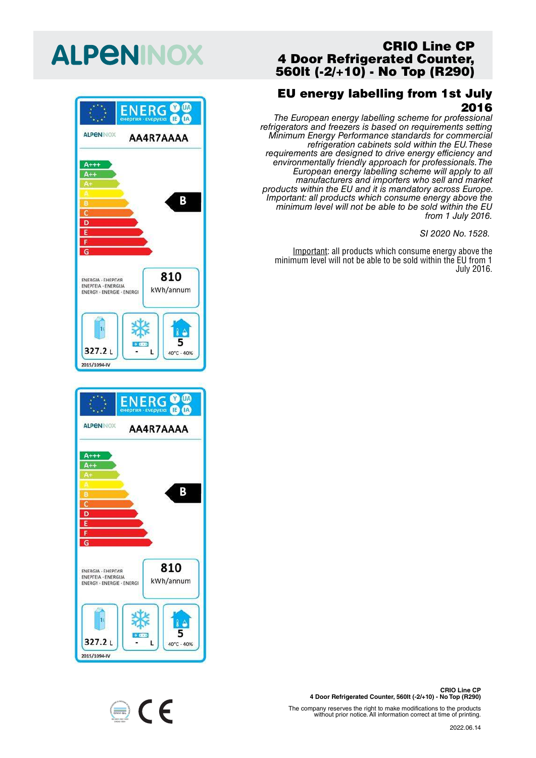# ALPENINOX

## CRIO Line CP
## 4 Door Refrigerated Counter, 560lt (-2/+10) - No Top (R290)

### EU energy labelling from 1st July 2016

*The European energy labelling scheme for professional refrigerators and freezers is based on requirements setting Minimum Energy Performance standards for commercial refrigeration cabinets sold within the EU. These requirements are designed to drive energy efficiency and environmentally friendly approach for professionals. The European energy labelling scheme will apply to all manufacturers and importers who sell and market products within the EU and it is mandatory across Europe. Important: all products which consume energy above the minimum level will not be able to be sold within the EU from 1 July 2016.*

*SI 2020 No. 1528.*

Important: all products which consume energy above the minimum level will not be able to be sold within the EU from 1 July 2016.

ENERG Y IJA IE IA
енергия · ενεργεια

ALPENINOX AA4R7AAAA

A+++
A++
A+
A
B
C
D
E
F
G

B

ENERGIA · ЕНЕРГИЯ
ΕΝΕΡΓΕΙΑ · ENERGIJA
ENERGY · ENERGIE · ENERGI

810 kWh/annum

327.2 L

- L

5
40°C - 40%

2015/1094-IV

ENERG Y IJA IE IA
енергия · ενεργεια

ALPENINOX AA4R7AAAA

A+++
A++
A+
A
B
C
D
E
F
G

B

ENERGIA · ЕНЕРГИЯ
ΕΝΕΡΓΕΙΑ · ENERGIJA
ENERGY · ENERGIE · ENERGI

810 kWh/annum

327.2 L

- L

5
40°C - 40%

2015/1094-IV

CRIO Line CP
4 Door Refrigerated Counter, 560lt (-2/+10) - No Top (R290)

The company reserves the right to make modifications to the products without prior notice. All information correct at time of printing.

2022.06.14